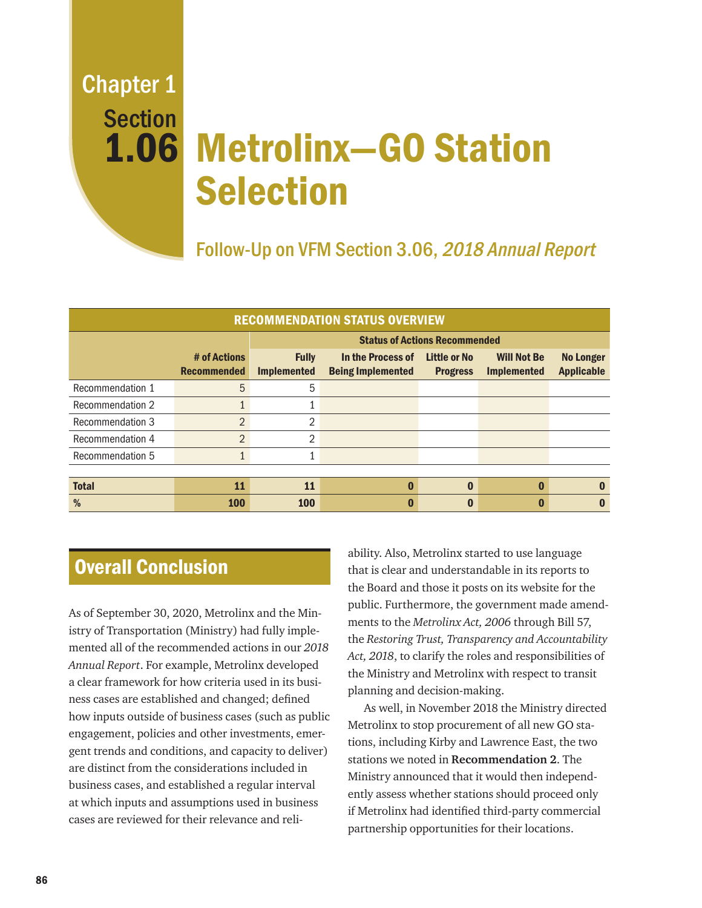Chapter 1
Section
# 1.06 Metrolinx—GO Station Selection

## Follow-Up on VFM Section 3.06, *2018 Annual Report*

| RECOMMENDATION STATUS OVERVIEW | | | | | | |
|---|---|---|---|---|---|---|
| | | Status of Actions Recommended | | | | |
| | # of Actions Recommended | Fully Implemented | In the Process of Being Implemented | Little or No Progress | Will Not Be Implemented | No Longer Applicable |
| Recommendation 1 | 5 | 5 | | | | |
| Recommendation 2 | 1 | 1 | | | | |
| Recommendation 3 | 2 | 2 | | | | |
| Recommendation 4 | 2 | 2 | | | | |
| Recommendation 5 | 1 | 1 | | | | |
| **Total** | **11** | **11** | **0** | **0** | **0** | **0** |
| **%** | **100** | **100** | **0** | **0** | **0** | **0** |

## Overall Conclusion

As of September 30, 2020, Metrolinx and the Ministry of Transportation (Ministry) had fully implemented all of the recommended actions in our *2018 Annual Report*. For example, Metrolinx developed a clear framework for how criteria used in its business cases are established and changed; defined how inputs outside of business cases (such as public engagement, policies and other investments, emergent trends and conditions, and capacity to deliver) are distinct from the considerations included in business cases, and established a regular interval at which inputs and assumptions used in business cases are reviewed for their relevance and reliability. Also, Metrolinx started to use language that is clear and understandable in its reports to the Board and those it posts on its website for the public. Furthermore, the government made amendments to the *Metrolinx Act, 2006* through Bill 57, the *Restoring Trust, Transparency and Accountability Act, 2018*, to clarify the roles and responsibilities of the Ministry and Metrolinx with respect to transit planning and decision-making.

As well, in November 2018 the Ministry directed Metrolinx to stop procurement of all new GO stations, including Kirby and Lawrence East, the two stations we noted in **Recommendation 2**. The Ministry announced that it would then independently assess whether stations should proceed only if Metrolinx had identified third-party commercial partnership opportunities for their locations.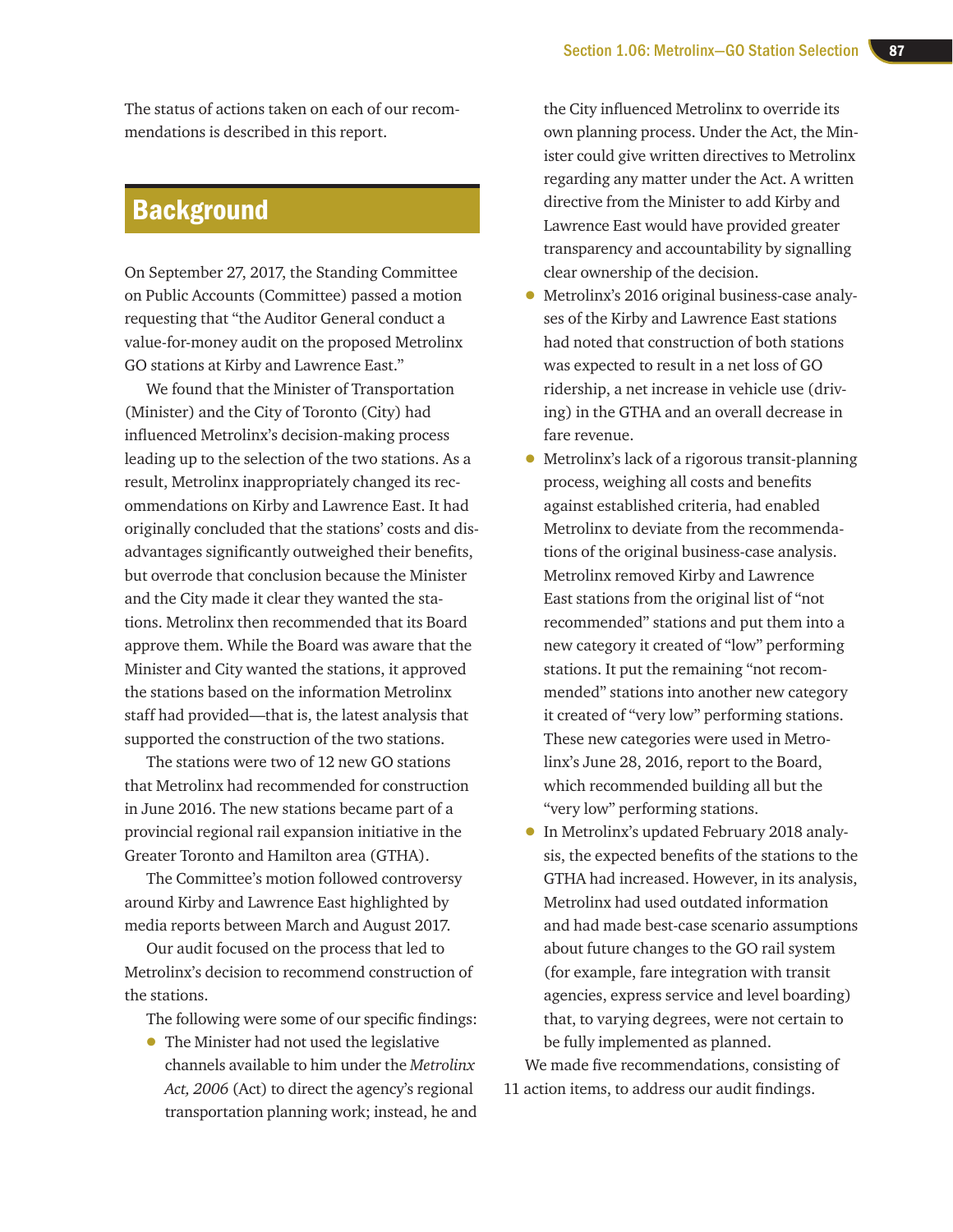The status of actions taken on each of our recommendations is described in this report.

## Background

On September 27, 2017, the Standing Committee on Public Accounts (Committee) passed a motion requesting that "the Auditor General conduct a value-for-money audit on the proposed Metrolinx GO stations at Kirby and Lawrence East."

We found that the Minister of Transportation (Minister) and the City of Toronto (City) had influenced Metrolinx's decision-making process leading up to the selection of the two stations. As a result, Metrolinx inappropriately changed its recommendations on Kirby and Lawrence East. It had originally concluded that the stations' costs and disadvantages significantly outweighed their benefits, but overrode that conclusion because the Minister and the City made it clear they wanted the stations. Metrolinx then recommended that its Board approve them. While the Board was aware that the Minister and City wanted the stations, it approved the stations based on the information Metrolinx staff had provided—that is, the latest analysis that supported the construction of the two stations.

The stations were two of 12 new GO stations that Metrolinx had recommended for construction in June 2016. The new stations became part of a provincial regional rail expansion initiative in the Greater Toronto and Hamilton area (GTHA).

The Committee's motion followed controversy around Kirby and Lawrence East highlighted by media reports between March and August 2017.

Our audit focused on the process that led to Metrolinx's decision to recommend construction of the stations.

The following were some of our specific findings:

- The Minister had not used the legislative channels available to him under the *Metrolinx Act, 2006* (Act) to direct the agency's regional transportation planning work; instead, he and the City influenced Metrolinx to override its own planning process. Under the Act, the Minister could give written directives to Metrolinx regarding any matter under the Act. A written directive from the Minister to add Kirby and Lawrence East would have provided greater transparency and accountability by signalling clear ownership of the decision.
- Metrolinx's 2016 original business-case analyses of the Kirby and Lawrence East stations had noted that construction of both stations was expected to result in a net loss of GO ridership, a net increase in vehicle use (driving) in the GTHA and an overall decrease in fare revenue.
- Metrolinx's lack of a rigorous transit-planning process, weighing all costs and benefits against established criteria, had enabled Metrolinx to deviate from the recommendations of the original business-case analysis. Metrolinx removed Kirby and Lawrence East stations from the original list of "not recommended" stations and put them into a new category it created of "low" performing stations. It put the remaining "not recommended" stations into another new category it created of "very low" performing stations. These new categories were used in Metrolinx's June 28, 2016, report to the Board, which recommended building all but the "very low" performing stations.
- In Metrolinx's updated February 2018 analysis, the expected benefits of the stations to the GTHA had increased. However, in its analysis, Metrolinx had used outdated information and had made best-case scenario assumptions about future changes to the GO rail system (for example, fare integration with transit agencies, express service and level boarding) that, to varying degrees, were not certain to be fully implemented as planned.

We made five recommendations, consisting of 11 action items, to address our audit findings.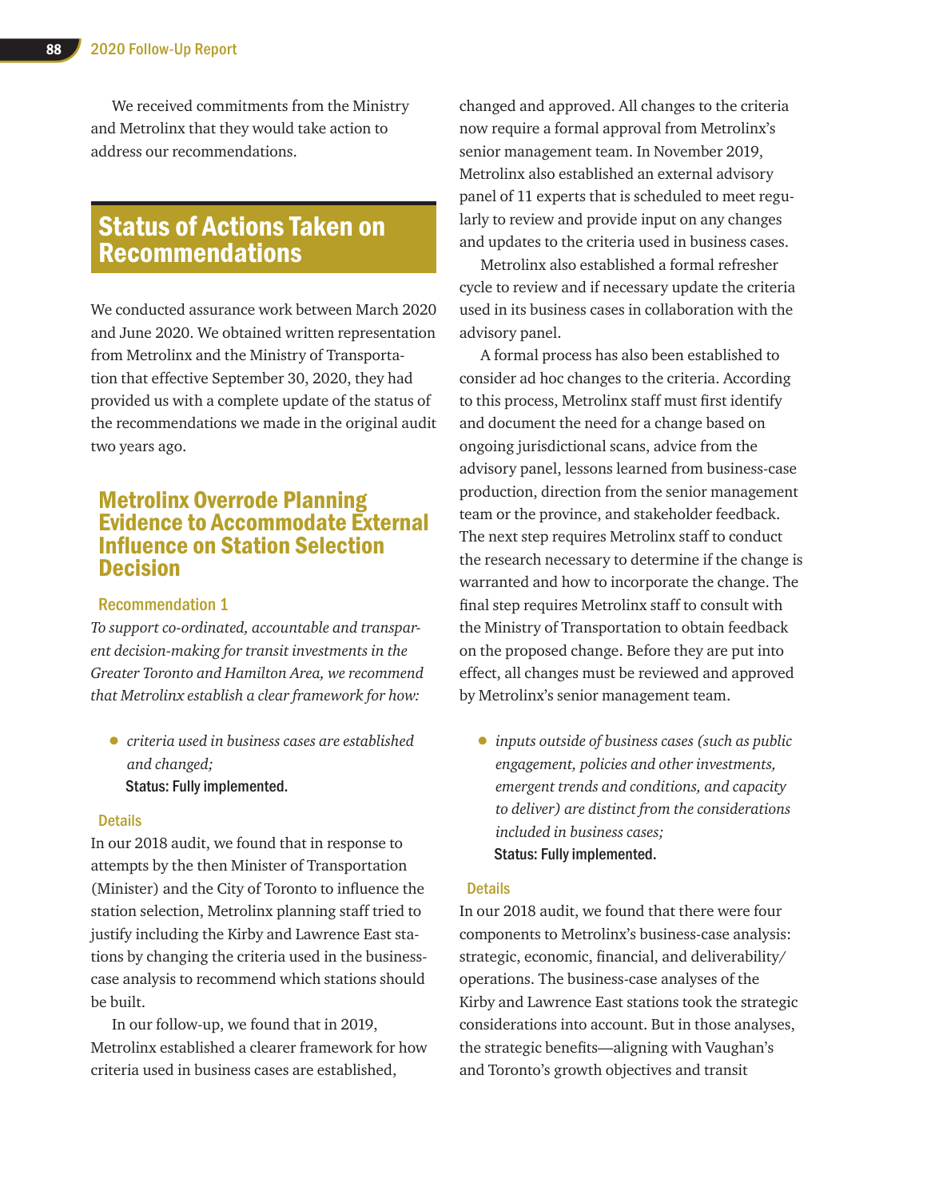We received commitments from the Ministry and Metrolinx that they would take action to address our recommendations.

## Status of Actions Taken on Recommendations

We conducted assurance work between March 2020 and June 2020. We obtained written representation from Metrolinx and the Ministry of Transportation that effective September 30, 2020, they had provided us with a complete update of the status of the recommendations we made in the original audit two years ago.

### Metrolinx Overrode Planning Evidence to Accommodate External Influence on Station Selection Decision

#### Recommendation 1

*To support co-ordinated, accountable and transparent decision-making for transit investments in the Greater Toronto and Hamilton Area, we recommend that Metrolinx establish a clear framework for how:*

- *criteria used in business cases are established and changed;*
  **Status: Fully implemented.**

#### Details

In our 2018 audit, we found that in response to attempts by the then Minister of Transportation (Minister) and the City of Toronto to influence the station selection, Metrolinx planning staff tried to justify including the Kirby and Lawrence East stations by changing the criteria used in the business-case analysis to recommend which stations should be built.

In our follow-up, we found that in 2019, Metrolinx established a clearer framework for how criteria used in business cases are established, changed and approved. All changes to the criteria now require a formal approval from Metrolinx's senior management team. In November 2019, Metrolinx also established an external advisory panel of 11 experts that is scheduled to meet regularly to review and provide input on any changes and updates to the criteria used in business cases.

Metrolinx also established a formal refresher cycle to review and if necessary update the criteria used in its business cases in collaboration with the advisory panel.

A formal process has also been established to consider ad hoc changes to the criteria. According to this process, Metrolinx staff must first identify and document the need for a change based on ongoing jurisdictional scans, advice from the advisory panel, lessons learned from business-case production, direction from the senior management team or the province, and stakeholder feedback. The next step requires Metrolinx staff to conduct the research necessary to determine if the change is warranted and how to incorporate the change. The final step requires Metrolinx staff to consult with the Ministry of Transportation to obtain feedback on the proposed change. Before they are put into effect, all changes must be reviewed and approved by Metrolinx's senior management team.

- *inputs outside of business cases (such as public engagement, policies and other investments, emergent trends and conditions, and capacity to deliver) are distinct from the considerations included in business cases;*
  **Status: Fully implemented.**

#### Details

In our 2018 audit, we found that there were four components to Metrolinx's business-case analysis: strategic, economic, financial, and deliverability/operations. The business-case analyses of the Kirby and Lawrence East stations took the strategic considerations into account. But in those analyses, the strategic benefits—aligning with Vaughan's and Toronto's growth objectives and transit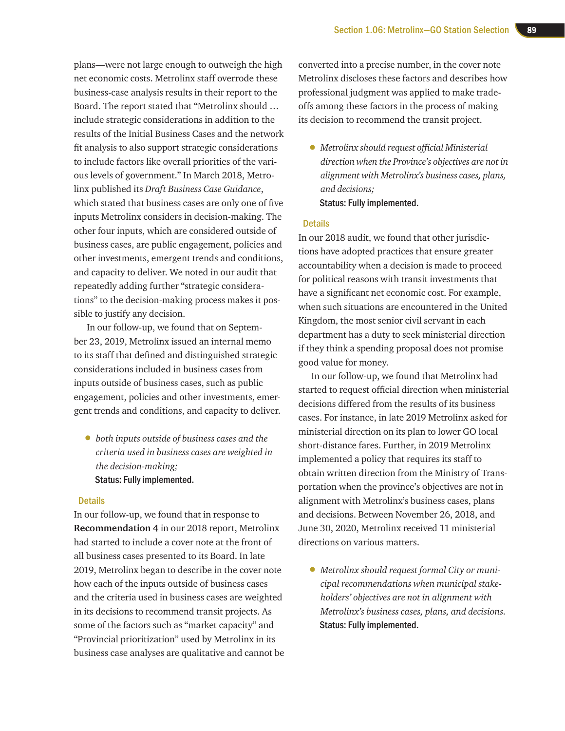plans—were not large enough to outweigh the high net economic costs. Metrolinx staff overrode these business-case analysis results in their report to the Board. The report stated that "Metrolinx should … include strategic considerations in addition to the results of the Initial Business Cases and the network fit analysis to also support strategic considerations to include factors like overall priorities of the various levels of government." In March 2018, Metrolinx published its *Draft Business Case Guidance*, which stated that business cases are only one of five inputs Metrolinx considers in decision-making. The other four inputs, which are considered outside of business cases, are public engagement, policies and other investments, emergent trends and conditions, and capacity to deliver. We noted in our audit that repeatedly adding further "strategic considerations" to the decision-making process makes it possible to justify any decision.

In our follow-up, we found that on September 23, 2019, Metrolinx issued an internal memo to its staff that defined and distinguished strategic considerations included in business cases from inputs outside of business cases, such as public engagement, policies and other investments, emergent trends and conditions, and capacity to deliver.

- *both inputs outside of business cases and the criteria used in business cases are weighted in the decision-making;*
  **Status: Fully implemented.**

#### Details

In our follow-up, we found that in response to **Recommendation 4** in our 2018 report, Metrolinx had started to include a cover note at the front of all business cases presented to its Board. In late 2019, Metrolinx began to describe in the cover note how each of the inputs outside of business cases and the criteria used in business cases are weighted in its decisions to recommend transit projects. As some of the factors such as "market capacity" and "Provincial prioritization" used by Metrolinx in its business case analyses are qualitative and cannot be converted into a precise number, in the cover note Metrolinx discloses these factors and describes how professional judgment was applied to make trade-offs among these factors in the process of making its decision to recommend the transit project.

- *Metrolinx should request official Ministerial direction when the Province's objectives are not in alignment with Metrolinx's business cases, plans, and decisions;*
  **Status: Fully implemented.**

#### Details

In our 2018 audit, we found that other jurisdictions have adopted practices that ensure greater accountability when a decision is made to proceed for political reasons with transit investments that have a significant net economic cost. For example, when such situations are encountered in the United Kingdom, the most senior civil servant in each department has a duty to seek ministerial direction if they think a spending proposal does not promise good value for money.

In our follow-up, we found that Metrolinx had started to request official direction when ministerial decisions differed from the results of its business cases. For instance, in late 2019 Metrolinx asked for ministerial direction on its plan to lower GO local short-distance fares. Further, in 2019 Metrolinx implemented a policy that requires its staff to obtain written direction from the Ministry of Transportation when the province's objectives are not in alignment with Metrolinx's business cases, plans and decisions. Between November 26, 2018, and June 30, 2020, Metrolinx received 11 ministerial directions on various matters.

- *Metrolinx should request formal City or municipal recommendations when municipal stakeholders' objectives are not in alignment with Metrolinx's business cases, plans, and decisions.*
  **Status: Fully implemented.**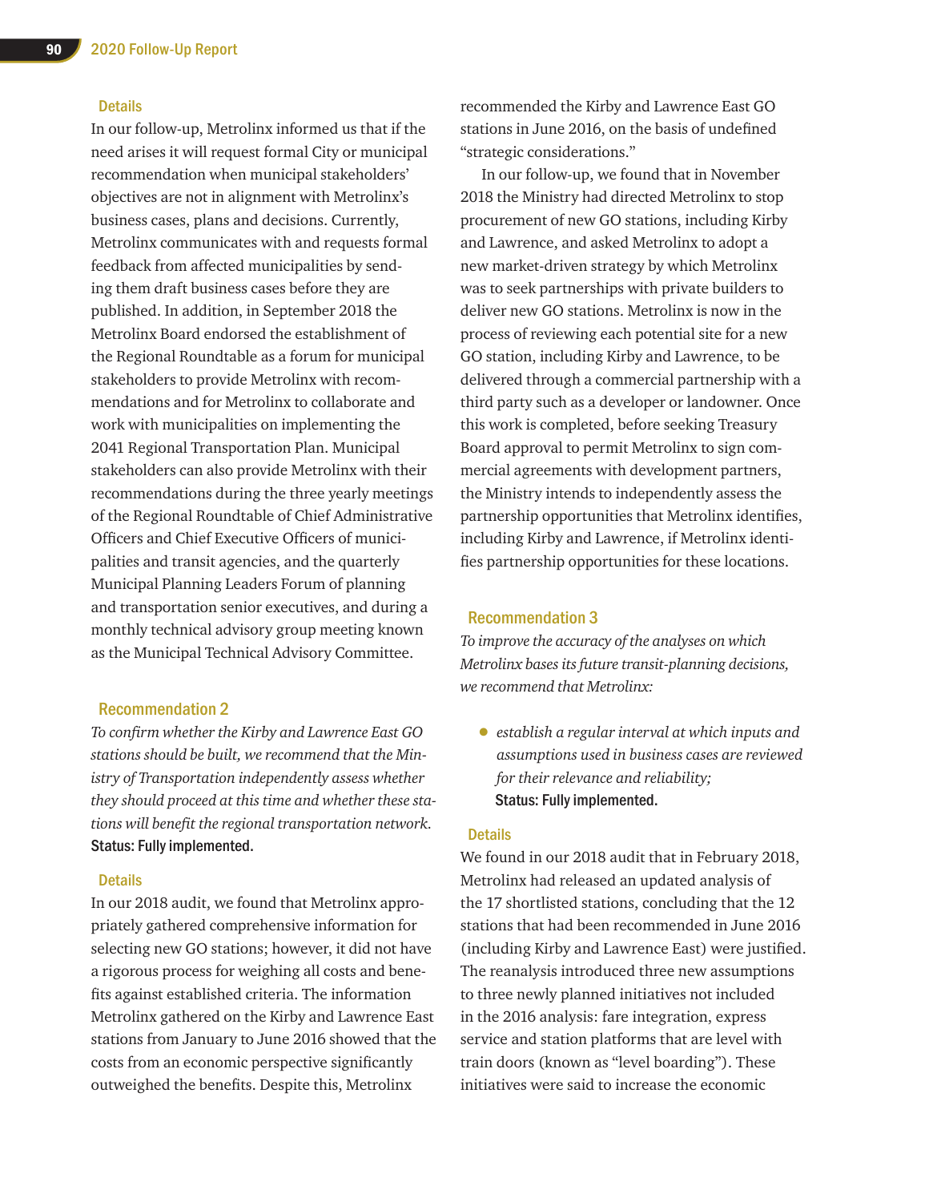### Details

In our follow-up, Metrolinx informed us that if the need arises it will request formal City or municipal recommendation when municipal stakeholders' objectives are not in alignment with Metrolinx's business cases, plans and decisions. Currently, Metrolinx communicates with and requests formal feedback from affected municipalities by sending them draft business cases before they are published. In addition, in September 2018 the Metrolinx Board endorsed the establishment of the Regional Roundtable as a forum for municipal stakeholders to provide Metrolinx with recommendations and for Metrolinx to collaborate and work with municipalities on implementing the 2041 Regional Transportation Plan. Municipal stakeholders can also provide Metrolinx with their recommendations during the three yearly meetings of the Regional Roundtable of Chief Administrative Officers and Chief Executive Officers of municipalities and transit agencies, and the quarterly Municipal Planning Leaders Forum of planning and transportation senior executives, and during a monthly technical advisory group meeting known as the Municipal Technical Advisory Committee.

### Recommendation 2

*To confirm whether the Kirby and Lawrence East GO stations should be built, we recommend that the Ministry of Transportation independently assess whether they should proceed at this time and whether these stations will benefit the regional transportation network.*

**Status: Fully implemented.**

### Details

In our 2018 audit, we found that Metrolinx appropriately gathered comprehensive information for selecting new GO stations; however, it did not have a rigorous process for weighing all costs and benefits against established criteria. The information Metrolinx gathered on the Kirby and Lawrence East stations from January to June 2016 showed that the costs from an economic perspective significantly outweighed the benefits. Despite this, Metrolinx recommended the Kirby and Lawrence East GO stations in June 2016, on the basis of undefined "strategic considerations."

In our follow-up, we found that in November 2018 the Ministry had directed Metrolinx to stop procurement of new GO stations, including Kirby and Lawrence, and asked Metrolinx to adopt a new market-driven strategy by which Metrolinx was to seek partnerships with private builders to deliver new GO stations. Metrolinx is now in the process of reviewing each potential site for a new GO station, including Kirby and Lawrence, to be delivered through a commercial partnership with a third party such as a developer or landowner. Once this work is completed, before seeking Treasury Board approval to permit Metrolinx to sign commercial agreements with development partners, the Ministry intends to independently assess the partnership opportunities that Metrolinx identifies, including Kirby and Lawrence, if Metrolinx identifies partnership opportunities for these locations.

### Recommendation 3

*To improve the accuracy of the analyses on which Metrolinx bases its future transit-planning decisions, we recommend that Metrolinx:*

- *establish a regular interval at which inputs and assumptions used in business cases are reviewed for their relevance and reliability;*

  **Status: Fully implemented.**

### Details

We found in our 2018 audit that in February 2018, Metrolinx had released an updated analysis of the 17 shortlisted stations, concluding that the 12 stations that had been recommended in June 2016 (including Kirby and Lawrence East) were justified. The reanalysis introduced three new assumptions to three newly planned initiatives not included in the 2016 analysis: fare integration, express service and station platforms that are level with train doors (known as "level boarding"). These initiatives were said to increase the economic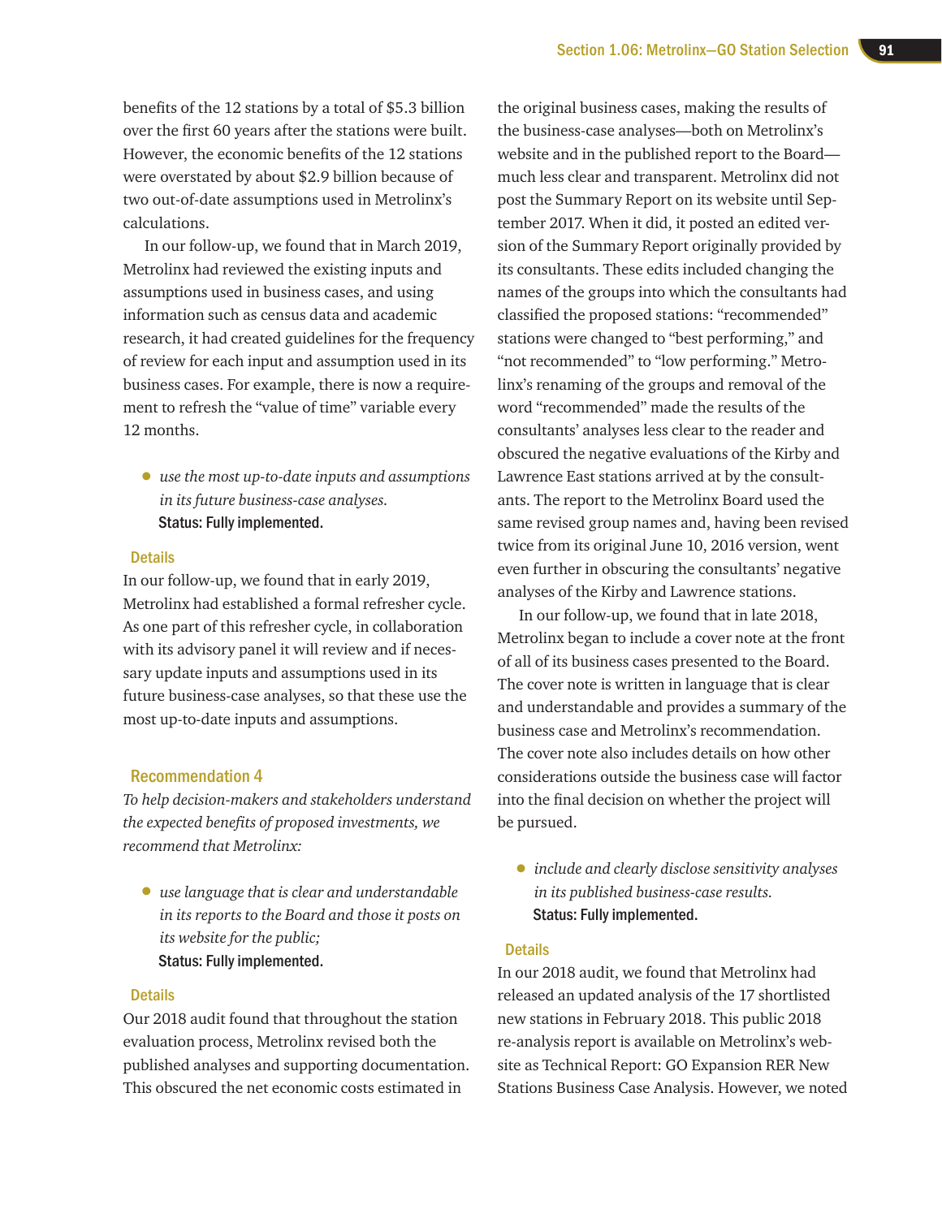benefits of the 12 stations by a total of $5.3 billion over the first 60 years after the stations were built. However, the economic benefits of the 12 stations were overstated by about $2.9 billion because of two out-of-date assumptions used in Metrolinx's calculations.

In our follow-up, we found that in March 2019, Metrolinx had reviewed the existing inputs and assumptions used in business cases, and using information such as census data and academic research, it had created guidelines for the frequency of review for each input and assumption used in its business cases. For example, there is now a requirement to refresh the "value of time" variable every 12 months.

- *use the most up-to-date inputs and assumptions in its future business-case analyses.*
  **Status: Fully implemented.**

### Details

In our follow-up, we found that in early 2019, Metrolinx had established a formal refresher cycle. As one part of this refresher cycle, in collaboration with its advisory panel it will review and if necessary update inputs and assumptions used in its future business-case analyses, so that these use the most up-to-date inputs and assumptions.

## Recommendation 4

*To help decision-makers and stakeholders understand the expected benefits of proposed investments, we recommend that Metrolinx:*

- *use language that is clear and understandable in its reports to the Board and those it posts on its website for the public;*
  **Status: Fully implemented.**

### Details

Our 2018 audit found that throughout the station evaluation process, Metrolinx revised both the published analyses and supporting documentation. This obscured the net economic costs estimated in the original business cases, making the results of the business-case analyses—both on Metrolinx's website and in the published report to the Board—much less clear and transparent. Metrolinx did not post the Summary Report on its website until September 2017. When it did, it posted an edited version of the Summary Report originally provided by its consultants. These edits included changing the names of the groups into which the consultants had classified the proposed stations: "recommended" stations were changed to "best performing," and "not recommended" to "low performing." Metrolinx's renaming of the groups and removal of the word "recommended" made the results of the consultants' analyses less clear to the reader and obscured the negative evaluations of the Kirby and Lawrence East stations arrived at by the consultants. The report to the Metrolinx Board used the same revised group names and, having been revised twice from its original June 10, 2016 version, went even further in obscuring the consultants' negative analyses of the Kirby and Lawrence stations.

In our follow-up, we found that in late 2018, Metrolinx began to include a cover note at the front of all of its business cases presented to the Board. The cover note is written in language that is clear and understandable and provides a summary of the business case and Metrolinx's recommendation. The cover note also includes details on how other considerations outside the business case will factor into the final decision on whether the project will be pursued.

- *include and clearly disclose sensitivity analyses in its published business-case results.*
  **Status: Fully implemented.**

### Details

In our 2018 audit, we found that Metrolinx had released an updated analysis of the 17 shortlisted new stations in February 2018. This public 2018 re-analysis report is available on Metrolinx's website as Technical Report: GO Expansion RER New Stations Business Case Analysis. However, we noted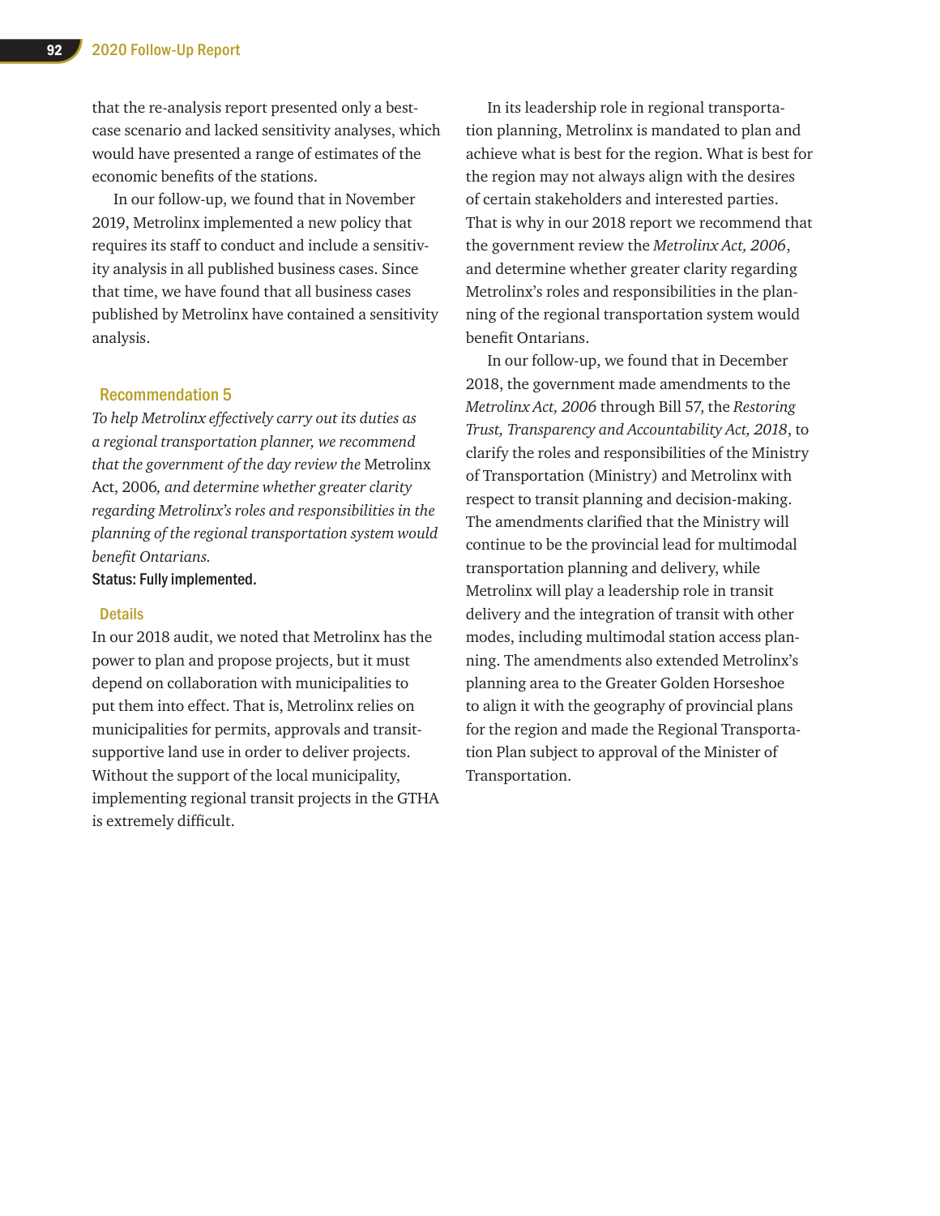that the re-analysis report presented only a best-case scenario and lacked sensitivity analyses, which would have presented a range of estimates of the economic benefits of the stations.

In our follow-up, we found that in November 2019, Metrolinx implemented a new policy that requires its staff to conduct and include a sensitivity analysis in all published business cases. Since that time, we have found that all business cases published by Metrolinx have contained a sensitivity analysis.

### Recommendation 5

*To help Metrolinx effectively carry out its duties as a regional transportation planner, we recommend that the government of the day review the* Metrolinx Act, 2006*, and determine whether greater clarity regarding Metrolinx's roles and responsibilities in the planning of the regional transportation system would benefit Ontarians.*

**Status: Fully implemented.**

#### Details

In our 2018 audit, we noted that Metrolinx has the power to plan and propose projects, but it must depend on collaboration with municipalities to put them into effect. That is, Metrolinx relies on municipalities for permits, approvals and transit-supportive land use in order to deliver projects. Without the support of the local municipality, implementing regional transit projects in the GTHA is extremely difficult.

In its leadership role in regional transportation planning, Metrolinx is mandated to plan and achieve what is best for the region. What is best for the region may not always align with the desires of certain stakeholders and interested parties. That is why in our 2018 report we recommend that the government review the *Metrolinx Act, 2006*, and determine whether greater clarity regarding Metrolinx's roles and responsibilities in the planning of the regional transportation system would benefit Ontarians.

In our follow-up, we found that in December 2018, the government made amendments to the *Metrolinx Act, 2006* through Bill 57, the *Restoring Trust, Transparency and Accountability Act, 2018*, to clarify the roles and responsibilities of the Ministry of Transportation (Ministry) and Metrolinx with respect to transit planning and decision-making. The amendments clarified that the Ministry will continue to be the provincial lead for multimodal transportation planning and delivery, while Metrolinx will play a leadership role in transit delivery and the integration of transit with other modes, including multimodal station access planning. The amendments also extended Metrolinx's planning area to the Greater Golden Horseshoe to align it with the geography of provincial plans for the region and made the Regional Transportation Plan subject to approval of the Minister of Transportation.